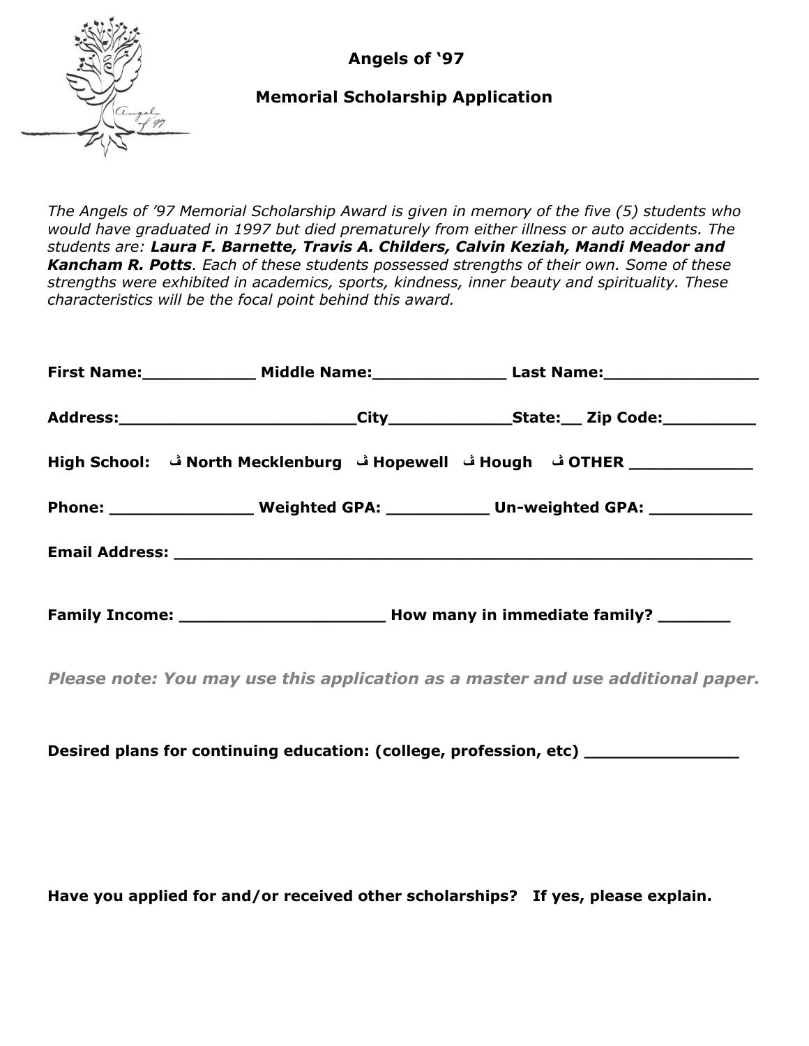# Angels of '97

## Memorial Scholarship Application

*The Angels of '97 Memorial Scholarship Award is given in memory of the five (5) students who would have graduated in 1997 but died prematurely from either illness or auto accidents. The students are:* ***Laura F. Barnette, Travis A. Childers, Calvin Keziah, Mandi Meador and Kancham R. Potts****. Each of these students possessed strengths of their own. Some of these strengths were exhibited in academics, sports, kindness, inner beauty and spirituality. These characteristics will be the focal point behind this award.*

**First Name:___________ Middle Name:_____________ Last Name:_______________**

**Address:_______________________City____________State:__ Zip Code:_________**

**High School: ڤ North Mecklenburg ڤ Hopewell ڤ Hough ڤ OTHER ____________**

**Phone: ______________ Weighted GPA: __________ Un-weighted GPA: __________**

**Email Address: ___________________________________________________________**

**Family Income: ____________________ How many in immediate family? _______**

***Please note: You may use this application as a master and use additional paper.***

**Desired plans for continuing education: (college, profession, etc) _______________**

**Have you applied for and/or received other scholarships? If yes, please explain.**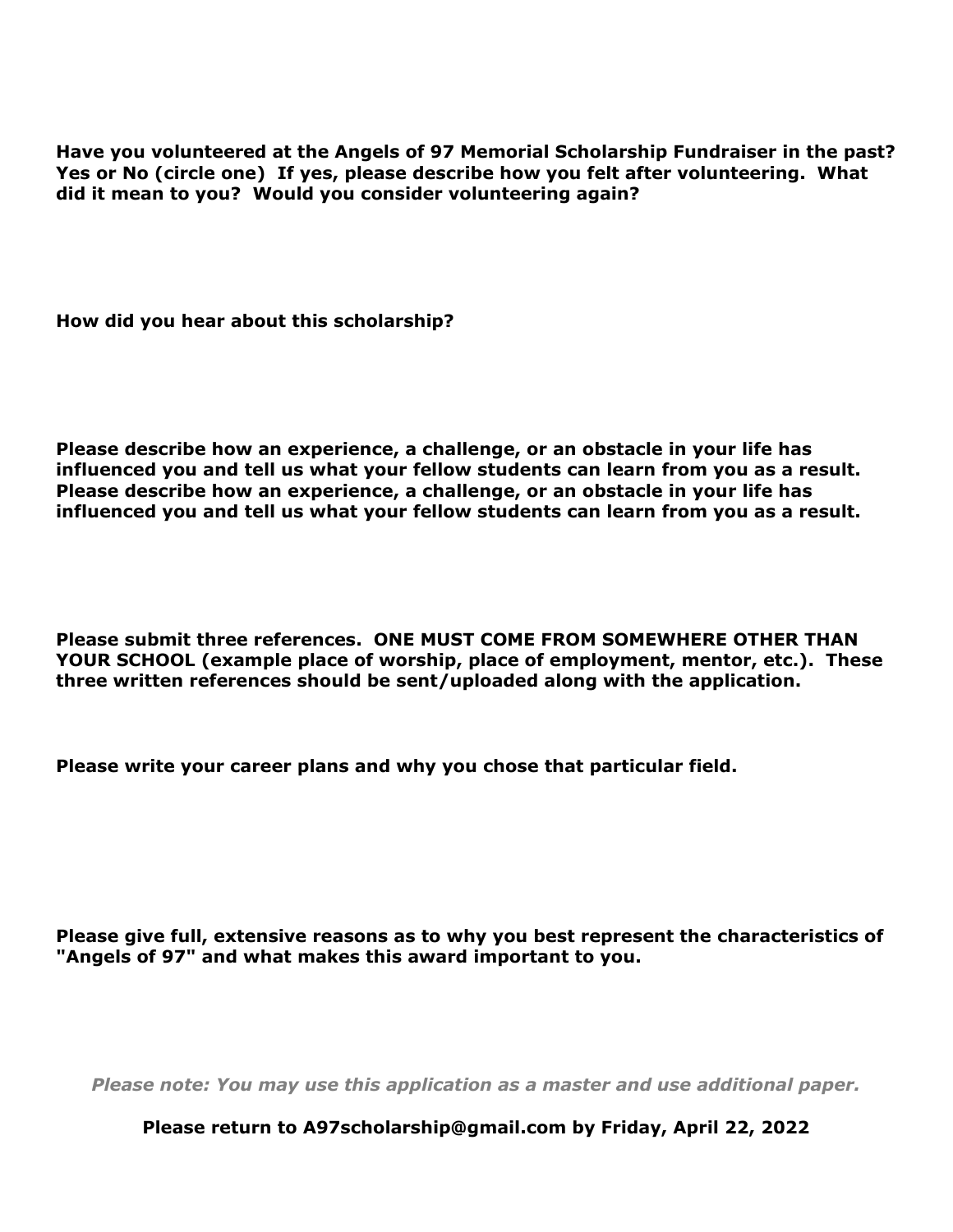**Have you volunteered at the Angels of 97 Memorial Scholarship Fundraiser in the past? Yes or No (circle one) If yes, please describe how you felt after volunteering. What did it mean to you? Would you consider volunteering again?**

**How did you hear about this scholarship?**

**Please describe how an experience, a challenge, or an obstacle in your life has influenced you and tell us what your fellow students can learn from you as a result. Please describe how an experience, a challenge, or an obstacle in your life has influenced you and tell us what your fellow students can learn from you as a result.**

**Please submit three references. ONE MUST COME FROM SOMEWHERE OTHER THAN YOUR SCHOOL (example place of worship, place of employment, mentor, etc.). These three written references should be sent/uploaded along with the application.**

**Please write your career plans and why you chose that particular field.**

**Please give full, extensive reasons as to why you best represent the characteristics of "Angels of 97" and what makes this award important to you.**

***Please note: You may use this application as a master and use additional paper.***

**Please return to A97scholarship@gmail.com by Friday, April 22, 2022**